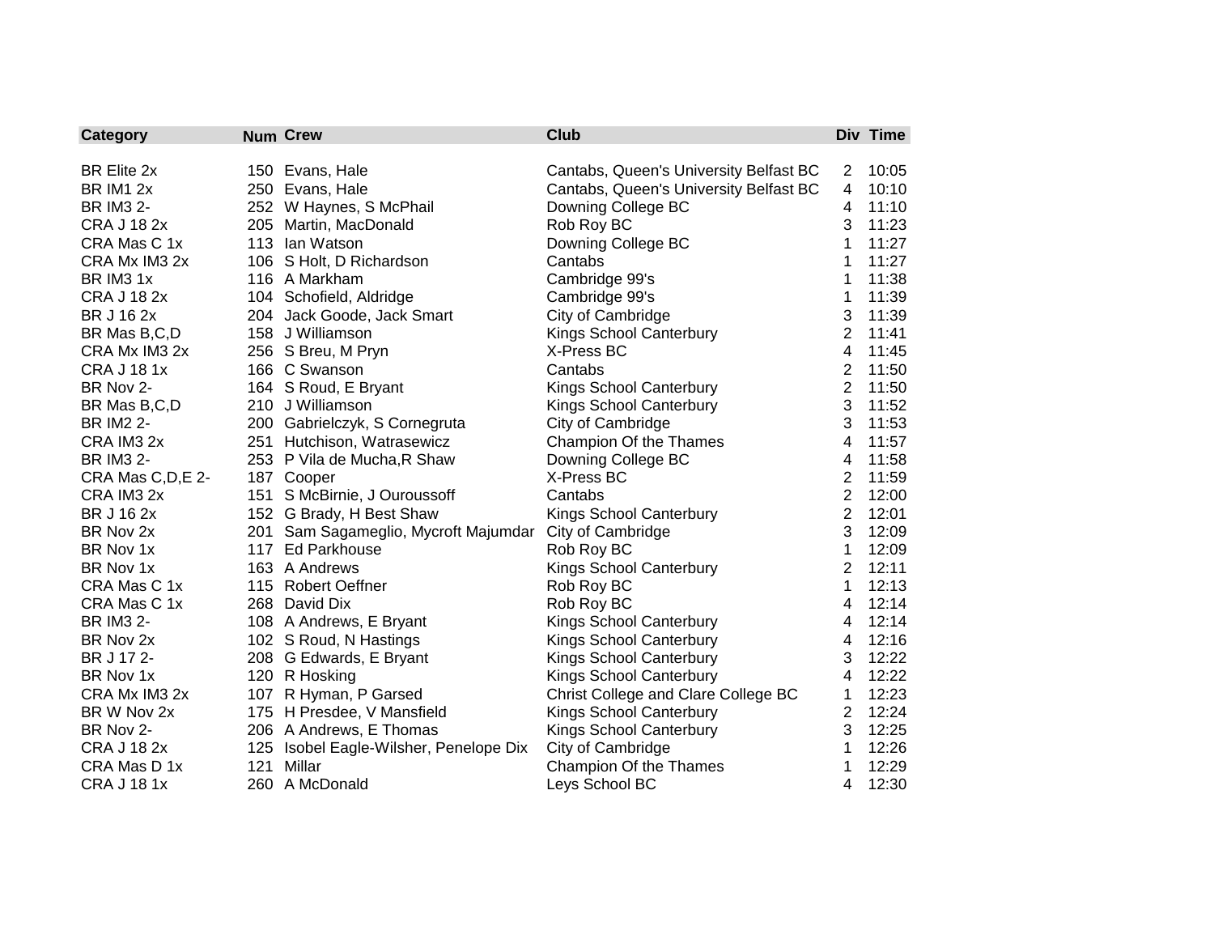| Category | Num | Crew | Club | Div | Time |
|---|---|---|---|---|---|
| BR Elite 2x | 150 | Evans, Hale | Cantabs, Queen's University Belfast BC | 2 | 10:05 |
| BR IM1 2x | 250 | Evans, Hale | Cantabs, Queen's University Belfast BC | 4 | 10:10 |
| BR IM3 2- | 252 | W Haynes, S McPhail | Downing College BC | 4 | 11:10 |
| CRA J 18 2x | 205 | Martin, MacDonald | Rob Roy BC | 3 | 11:23 |
| CRA Mas C 1x | 113 | Ian Watson | Downing College BC | 1 | 11:27 |
| CRA Mx IM3 2x | 106 | S Holt, D Richardson | Cantabs | 1 | 11:27 |
| BR IM3 1x | 116 | A Markham | Cambridge 99's | 1 | 11:38 |
| CRA J 18 2x | 104 | Schofield, Aldridge | Cambridge 99's | 1 | 11:39 |
| BR J 16 2x | 204 | Jack Goode, Jack Smart | City of Cambridge | 3 | 11:39 |
| BR Mas B,C,D | 158 | J Williamson | Kings School Canterbury | 2 | 11:41 |
| CRA Mx IM3 2x | 256 | S Breu, M Pryn | X-Press BC | 4 | 11:45 |
| CRA J 18 1x | 166 | C Swanson | Cantabs | 2 | 11:50 |
| BR Nov 2- | 164 | S Roud, E Bryant | Kings School Canterbury | 2 | 11:50 |
| BR Mas B,C,D | 210 | J Williamson | Kings School Canterbury | 3 | 11:52 |
| BR IM2 2- | 200 | Gabrielczyk, S Cornegruta | City of Cambridge | 3 | 11:53 |
| CRA IM3 2x | 251 | Hutchison, Watrasewicz | Champion Of the Thames | 4 | 11:57 |
| BR IM3 2- | 253 | P Vila de Mucha,R Shaw | Downing College BC | 4 | 11:58 |
| CRA Mas C,D,E 2- | 187 | Cooper | X-Press BC | 2 | 11:59 |
| CRA IM3 2x | 151 | S McBirnie, J Ouroussoff | Cantabs | 2 | 12:00 |
| BR J 16 2x | 152 | G Brady, H Best Shaw | Kings School Canterbury | 2 | 12:01 |
| BR Nov 2x | 201 | Sam Sagameglio, Mycroft Majumdar | City of Cambridge | 3 | 12:09 |
| BR Nov 1x | 117 | Ed Parkhouse | Rob Roy BC | 1 | 12:09 |
| BR Nov 1x | 163 | A Andrews | Kings School Canterbury | 2 | 12:11 |
| CRA Mas C 1x | 115 | Robert Oeffner | Rob Roy BC | 1 | 12:13 |
| CRA Mas C 1x | 268 | David Dix | Rob Roy BC | 4 | 12:14 |
| BR IM3 2- | 108 | A Andrews, E Bryant | Kings School Canterbury | 4 | 12:14 |
| BR Nov 2x | 102 | S Roud, N Hastings | Kings School Canterbury | 4 | 12:16 |
| BR J 17 2- | 208 | G Edwards, E Bryant | Kings School Canterbury | 3 | 12:22 |
| BR Nov 1x | 120 | R Hosking | Kings School Canterbury | 4 | 12:22 |
| CRA Mx IM3 2x | 107 | R Hyman, P Garsed | Christ College and Clare College BC | 1 | 12:23 |
| BR W Nov 2x | 175 | H Presdee, V Mansfield | Kings School Canterbury | 2 | 12:24 |
| BR Nov 2- | 206 | A Andrews, E Thomas | Kings School Canterbury | 3 | 12:25 |
| CRA J 18 2x | 125 | Isobel Eagle-Wilsher, Penelope Dix | City of Cambridge | 1 | 12:26 |
| CRA Mas D 1x | 121 | Millar | Champion Of the Thames | 1 | 12:29 |
| CRA J 18 1x | 260 | A McDonald | Leys School BC | 4 | 12:30 |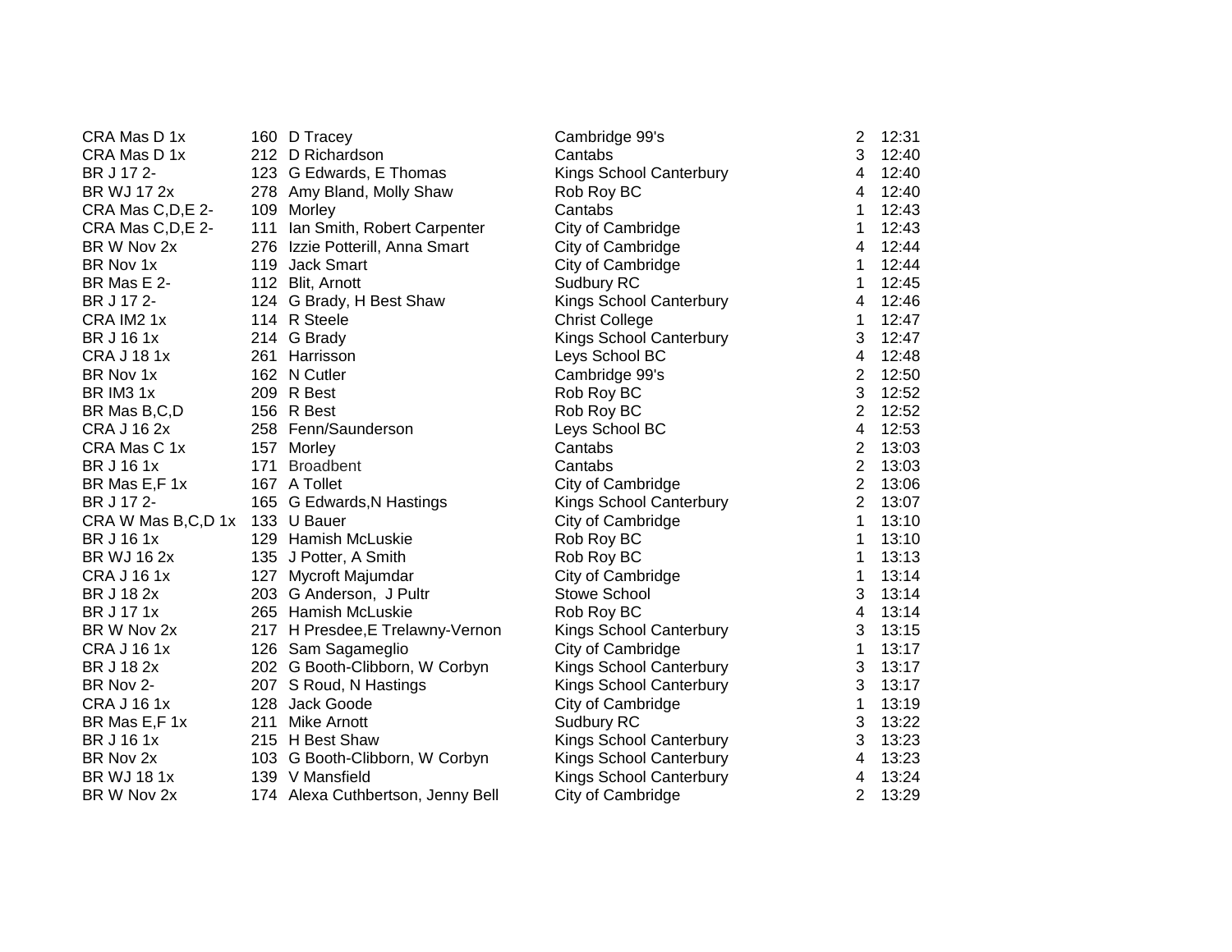| | | | | | |
|---|---|---|---|---|---|
| CRA Mas D 1x | 160 | D Tracey | Cambridge 99's | 2 | 12:31 |
| CRA Mas D 1x | 212 | D Richardson | Cantabs | 3 | 12:40 |
| BR J 17 2- | 123 | G Edwards, E Thomas | Kings School Canterbury | 4 | 12:40 |
| BR WJ 17 2x | 278 | Amy Bland, Molly Shaw | Rob Roy BC | 4 | 12:40 |
| CRA Mas C,D,E 2- | 109 | Morley | Cantabs | 1 | 12:43 |
| CRA Mas C,D,E 2- | 111 | Ian Smith, Robert Carpenter | City of Cambridge | 1 | 12:43 |
| BR W Nov 2x | 276 | Izzie Potterill, Anna Smart | City of Cambridge | 4 | 12:44 |
| BR Nov 1x | 119 | Jack Smart | City of Cambridge | 1 | 12:44 |
| BR Mas E 2- | 112 | Blit, Arnott | Sudbury RC | 1 | 12:45 |
| BR J 17 2- | 124 | G Brady, H Best Shaw | Kings School Canterbury | 4 | 12:46 |
| CRA IM2 1x | 114 | R Steele | Christ College | 1 | 12:47 |
| BR J 16 1x | 214 | G Brady | Kings School Canterbury | 3 | 12:47 |
| CRA J 18 1x | 261 | Harrisson | Leys School BC | 4 | 12:48 |
| BR Nov 1x | 162 | N Cutler | Cambridge 99's | 2 | 12:50 |
| BR IM3 1x | 209 | R Best | Rob Roy BC | 3 | 12:52 |
| BR Mas B,C,D | 156 | R Best | Rob Roy BC | 2 | 12:52 |
| CRA J 16 2x | 258 | Fenn/Saunderson | Leys School BC | 4 | 12:53 |
| CRA Mas C 1x | 157 | Morley | Cantabs | 2 | 13:03 |
| BR J 16 1x | 171 | Broadbent | Cantabs | 2 | 13:03 |
| BR Mas E,F 1x | 167 | A Tollet | City of Cambridge | 2 | 13:06 |
| BR J 17 2- | 165 | G Edwards,N Hastings | Kings School Canterbury | 2 | 13:07 |
| CRA W Mas B,C,D 1x | 133 | U Bauer | City of Cambridge | 1 | 13:10 |
| BR J 16 1x | 129 | Hamish McLuskie | Rob Roy BC | 1 | 13:10 |
| BR WJ 16 2x | 135 | J Potter, A Smith | Rob Roy BC | 1 | 13:13 |
| CRA J 16 1x | 127 | Mycroft Majumdar | City of Cambridge | 1 | 13:14 |
| BR J 18 2x | 203 | G Anderson, J Pultr | Stowe School | 3 | 13:14 |
| BR J 17 1x | 265 | Hamish McLuskie | Rob Roy BC | 4 | 13:14 |
| BR W Nov 2x | 217 | H Presdee,E Trelawny-Vernon | Kings School Canterbury | 3 | 13:15 |
| CRA J 16 1x | 126 | Sam Sagameglio | City of Cambridge | 1 | 13:17 |
| BR J 18 2x | 202 | G Booth-Clibborn, W Corbyn | Kings School Canterbury | 3 | 13:17 |
| BR Nov 2- | 207 | S Roud, N Hastings | Kings School Canterbury | 3 | 13:17 |
| CRA J 16 1x | 128 | Jack Goode | City of Cambridge | 1 | 13:19 |
| BR Mas E,F 1x | 211 | Mike Arnott | Sudbury RC | 3 | 13:22 |
| BR J 16 1x | 215 | H Best Shaw | Kings School Canterbury | 3 | 13:23 |
| BR Nov 2x | 103 | G Booth-Clibborn, W Corbyn | Kings School Canterbury | 4 | 13:23 |
| BR WJ 18 1x | 139 | V Mansfield | Kings School Canterbury | 4 | 13:24 |
| BR W Nov 2x | 174 | Alexa Cuthbertson, Jenny Bell | City of Cambridge | 2 | 13:29 |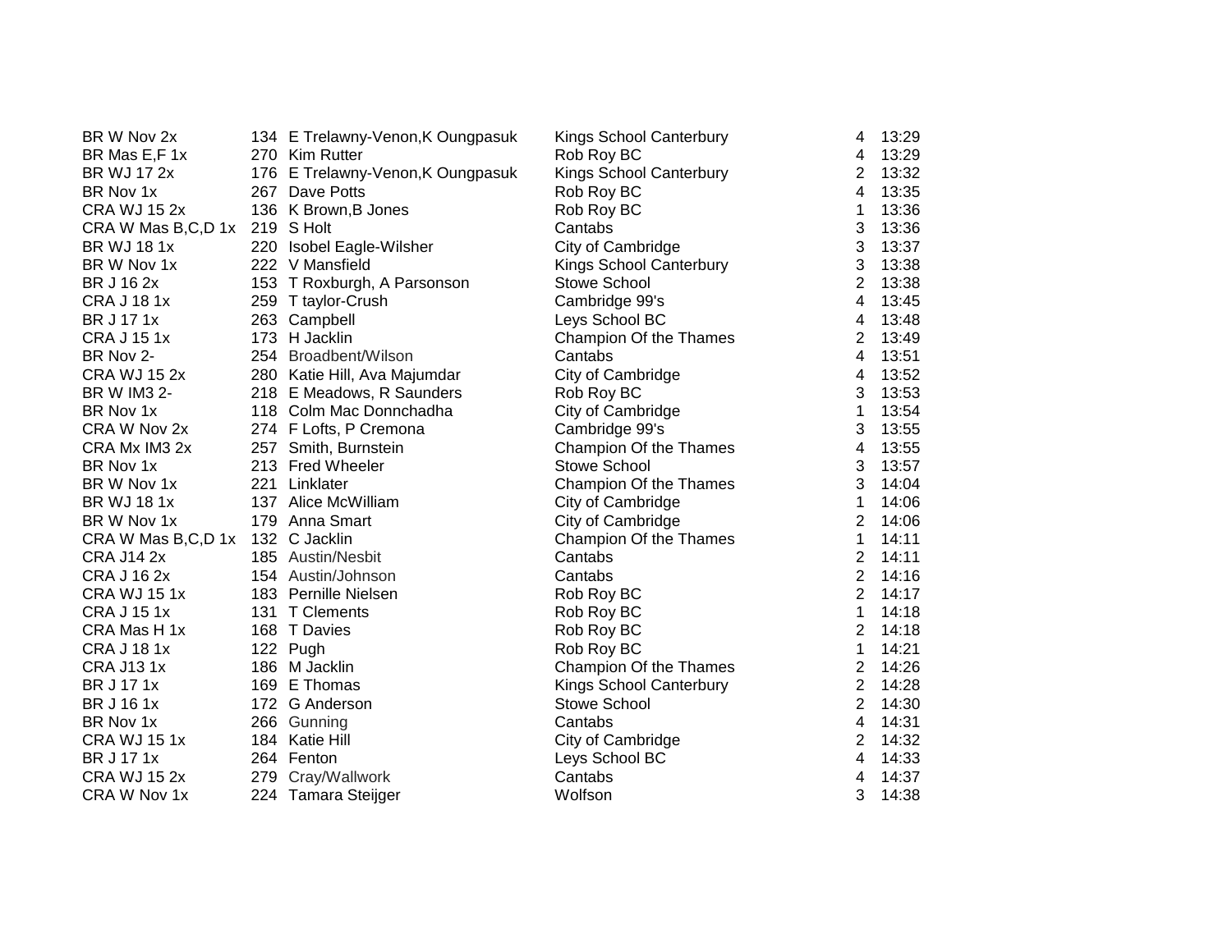| | | | | | |
|---|---|---|---|---|---|
| BR W Nov 2x | 134 | E Trelawny-Venon,K Oungpasuk | Kings School Canterbury | 4 | 13:29 |
| BR Mas E,F 1x | 270 | Kim Rutter | Rob Roy BC | 4 | 13:29 |
| BR WJ 17 2x | 176 | E Trelawny-Venon,K Oungpasuk | Kings School Canterbury | 2 | 13:32 |
| BR Nov 1x | 267 | Dave Potts | Rob Roy BC | 4 | 13:35 |
| CRA WJ 15 2x | 136 | K Brown,B Jones | Rob Roy BC | 1 | 13:36 |
| CRA W Mas B,C,D 1x | 219 | S Holt | Cantabs | 3 | 13:36 |
| BR WJ 18 1x | 220 | Isobel Eagle-Wilsher | City of Cambridge | 3 | 13:37 |
| BR W Nov 1x | 222 | V Mansfield | Kings School Canterbury | 3 | 13:38 |
| BR J 16 2x | 153 | T Roxburgh, A Parsonson | Stowe School | 2 | 13:38 |
| CRA J 18 1x | 259 | T taylor-Crush | Cambridge 99's | 4 | 13:45 |
| BR J 17 1x | 263 | Campbell | Leys School BC | 4 | 13:48 |
| CRA J 15 1x | 173 | H Jacklin | Champion Of the Thames | 2 | 13:49 |
| BR Nov 2- | 254 | Broadbent/Wilson | Cantabs | 4 | 13:51 |
| CRA WJ 15 2x | 280 | Katie Hill, Ava Majumdar | City of Cambridge | 4 | 13:52 |
| BR W IM3 2- | 218 | E Meadows, R Saunders | Rob Roy BC | 3 | 13:53 |
| BR Nov 1x | 118 | Colm Mac Donnchadha | City of Cambridge | 1 | 13:54 |
| CRA W Nov 2x | 274 | F Lofts, P Cremona | Cambridge 99's | 3 | 13:55 |
| CRA Mx IM3 2x | 257 | Smith, Burnstein | Champion Of the Thames | 4 | 13:55 |
| BR Nov 1x | 213 | Fred Wheeler | Stowe School | 3 | 13:57 |
| BR W Nov 1x | 221 | Linklater | Champion Of the Thames | 3 | 14:04 |
| BR WJ 18 1x | 137 | Alice McWilliam | City of Cambridge | 1 | 14:06 |
| BR W Nov 1x | 179 | Anna Smart | City of Cambridge | 2 | 14:06 |
| CRA W Mas B,C,D 1x | 132 | C Jacklin | Champion Of the Thames | 1 | 14:11 |
| CRA J14 2x | 185 | Austin/Nesbit | Cantabs | 2 | 14:11 |
| CRA J 16 2x | 154 | Austin/Johnson | Cantabs | 2 | 14:16 |
| CRA WJ 15 1x | 183 | Pernille Nielsen | Rob Roy BC | 2 | 14:17 |
| CRA J 15 1x | 131 | T Clements | Rob Roy BC | 1 | 14:18 |
| CRA Mas H 1x | 168 | T Davies | Rob Roy BC | 2 | 14:18 |
| CRA J 18 1x | 122 | Pugh | Rob Roy BC | 1 | 14:21 |
| CRA J13 1x | 186 | M Jacklin | Champion Of the Thames | 2 | 14:26 |
| BR J 17 1x | 169 | E Thomas | Kings School Canterbury | 2 | 14:28 |
| BR J 16 1x | 172 | G Anderson | Stowe School | 2 | 14:30 |
| BR Nov 1x | 266 | Gunning | Cantabs | 4 | 14:31 |
| CRA WJ 15 1x | 184 | Katie Hill | City of Cambridge | 2 | 14:32 |
| BR J 17 1x | 264 | Fenton | Leys School BC | 4 | 14:33 |
| CRA WJ 15 2x | 279 | Cray/Wallwork | Cantabs | 4 | 14:37 |
| CRA W Nov 1x | 224 | Tamara Steijger | Wolfson | 3 | 14:38 |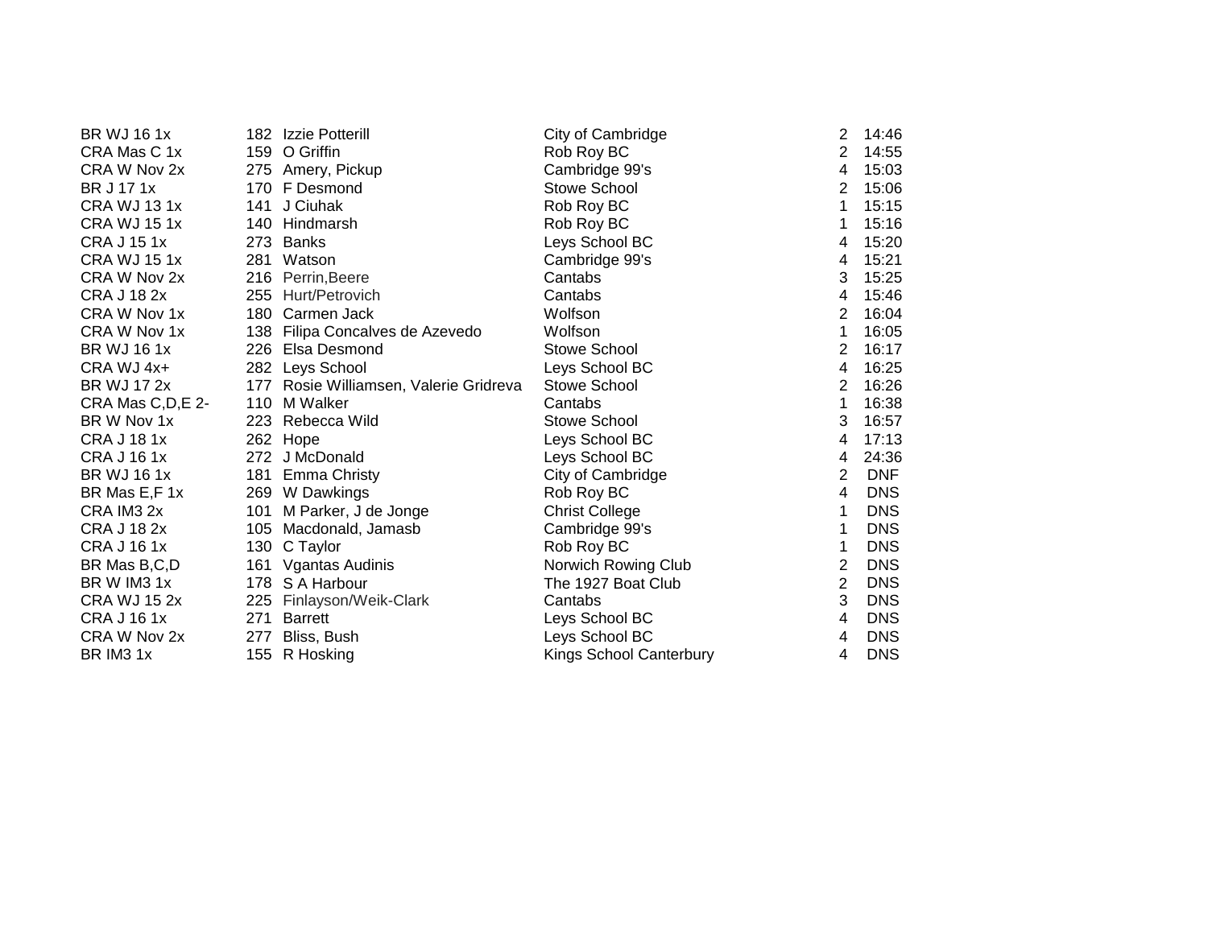| | | | | | |
|---|---|---|---|---|---|
| BR WJ 16 1x | 182 | Izzie Potterill | City of Cambridge | 2 | 14:46 |
| CRA Mas C 1x | 159 | O Griffin | Rob Roy BC | 2 | 14:55 |
| CRA W Nov 2x | 275 | Amery, Pickup | Cambridge 99's | 4 | 15:03 |
| BR J 17 1x | 170 | F Desmond | Stowe School | 2 | 15:06 |
| CRA WJ 13 1x | 141 | J Ciuhak | Rob Roy BC | 1 | 15:15 |
| CRA WJ 15 1x | 140 | Hindmarsh | Rob Roy BC | 1 | 15:16 |
| CRA J 15 1x | 273 | Banks | Leys School BC | 4 | 15:20 |
| CRA WJ 15 1x | 281 | Watson | Cambridge 99's | 4 | 15:21 |
| CRA W Nov 2x | 216 | Perrin,Beere | Cantabs | 3 | 15:25 |
| CRA J 18 2x | 255 | Hurt/Petrovich | Cantabs | 4 | 15:46 |
| CRA W Nov 1x | 180 | Carmen Jack | Wolfson | 2 | 16:04 |
| CRA W Nov 1x | 138 | Filipa Concalves de Azevedo | Wolfson | 1 | 16:05 |
| BR WJ 16 1x | 226 | Elsa Desmond | Stowe School | 2 | 16:17 |
| CRA WJ 4x+ | 282 | Leys School | Leys School BC | 4 | 16:25 |
| BR WJ 17 2x | 177 | Rosie Williamsen, Valerie Gridreva | Stowe School | 2 | 16:26 |
| CRA Mas C,D,E 2- | 110 | M Walker | Cantabs | 1 | 16:38 |
| BR W Nov 1x | 223 | Rebecca Wild | Stowe School | 3 | 16:57 |
| CRA J 18 1x | 262 | Hope | Leys School BC | 4 | 17:13 |
| CRA J 16 1x | 272 | J McDonald | Leys School BC | 4 | 24:36 |
| BR WJ 16 1x | 181 | Emma Christy | City of Cambridge | 2 | DNF |
| BR Mas E,F 1x | 269 | W Dawkings | Rob Roy BC | 4 | DNS |
| CRA IM3 2x | 101 | M Parker, J de Jonge | Christ College | 1 | DNS |
| CRA J 18 2x | 105 | Macdonald, Jamasb | Cambridge 99's | 1 | DNS |
| CRA J 16 1x | 130 | C Taylor | Rob Roy BC | 1 | DNS |
| BR Mas B,C,D | 161 | Vgantas Audinis | Norwich Rowing Club | 2 | DNS |
| BR W IM3 1x | 178 | S A Harbour | The 1927 Boat Club | 2 | DNS |
| CRA WJ 15 2x | 225 | Finlayson/Weik-Clark | Cantabs | 3 | DNS |
| CRA J 16 1x | 271 | Barrett | Leys School BC | 4 | DNS |
| CRA W Nov 2x | 277 | Bliss, Bush | Leys School BC | 4 | DNS |
| BR IM3 1x | 155 | R Hosking | Kings School Canterbury | 4 | DNS |